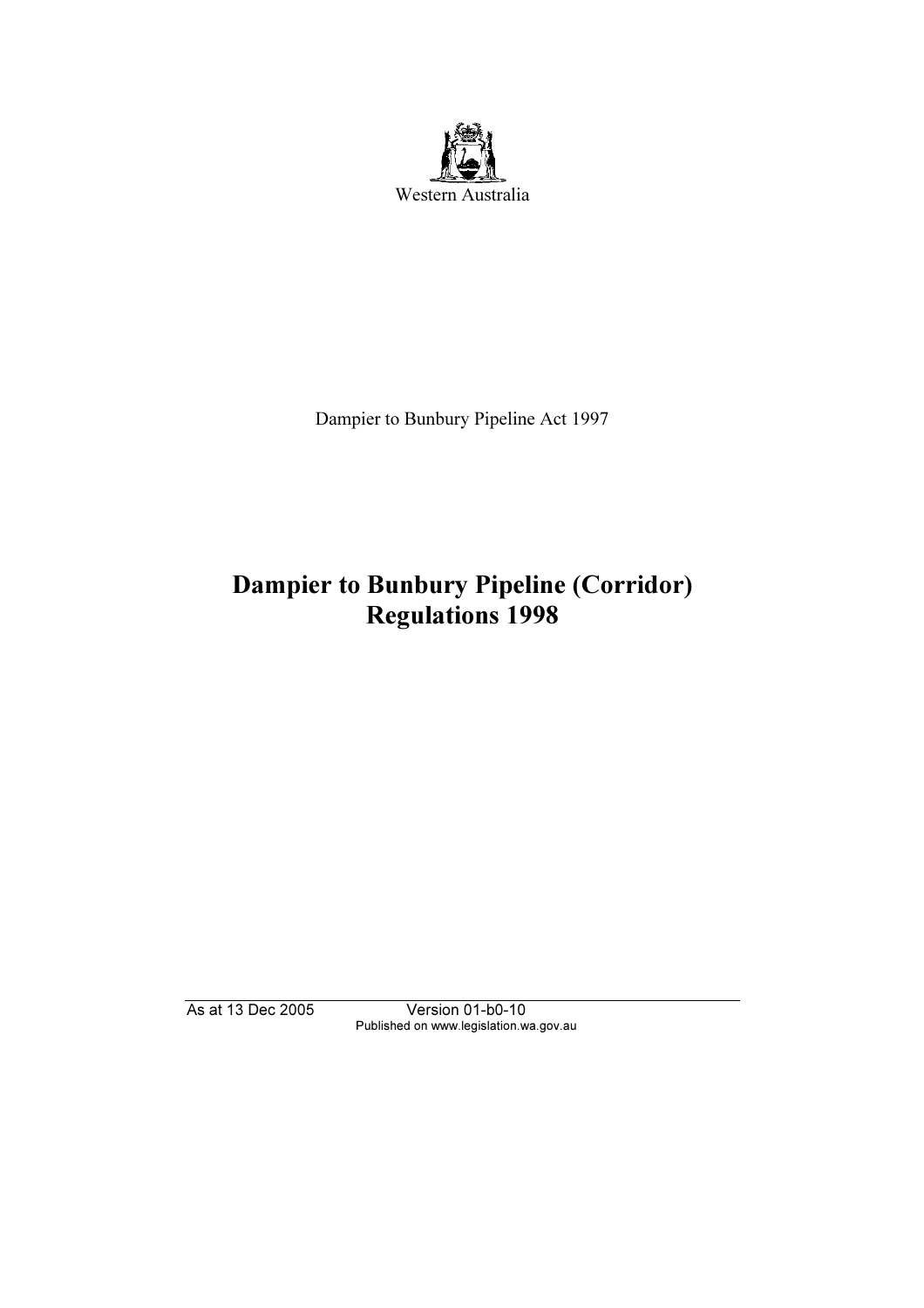Western Australia

Dampier to Bunbury Pipeline Act 1997

# Dampier to Bunbury Pipeline (Corridor) Regulations 1998

As at 13 Dec 2005 Version 01-b0-10
Published on www.legislation.wa.gov.au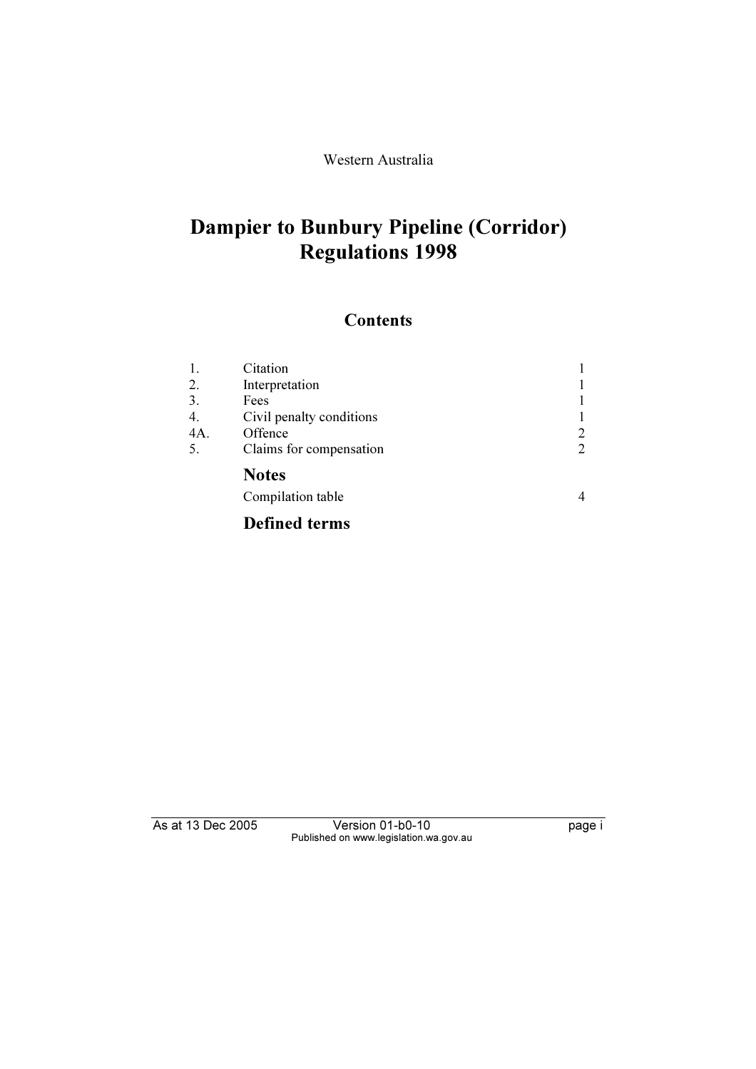Western Australia

# Dampier to Bunbury Pipeline (Corridor) Regulations 1998

## Contents

| | | |
|---|---|---|
| 1. | Citation | 1 |
| 2. | Interpretation | 1 |
| 3. | Fees | 1 |
| 4. | Civil penalty conditions | 1 |
| 4A. | Offence | 2 |
| 5. | Claims for compensation | 2 |

### Notes

Compilation table 4

### Defined terms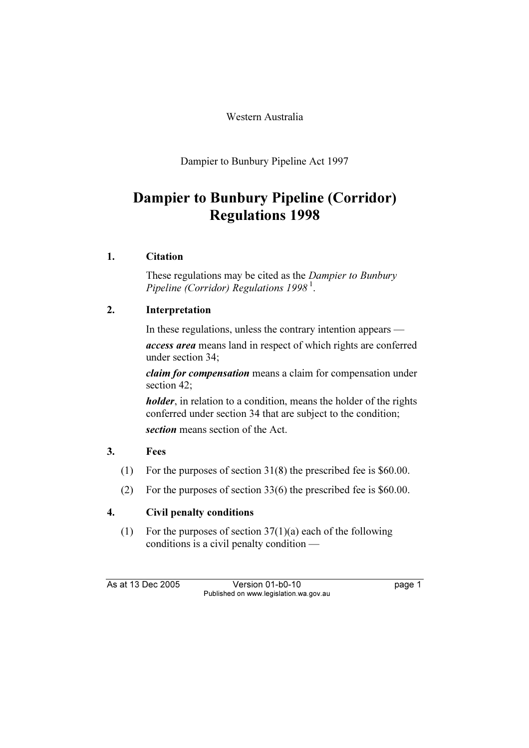Western Australia

Dampier to Bunbury Pipeline Act 1997

# Dampier to Bunbury Pipeline (Corridor) Regulations 1998

## 1. Citation

These regulations may be cited as the *Dampier to Bunbury Pipeline (Corridor) Regulations 1998* [1].

## 2. Interpretation

In these regulations, unless the contrary intention appears —

***access area*** means land in respect of which rights are conferred under section 34;

***claim for compensation*** means a claim for compensation under section 42;

***holder***, in relation to a condition, means the holder of the rights conferred under section 34 that are subject to the condition;

***section*** means section of the Act.

## 3. Fees

(1) For the purposes of section 31(8) the prescribed fee is $60.00.

(2) For the purposes of section 33(6) the prescribed fee is $60.00.

## 4. Civil penalty conditions

(1) For the purposes of section 37(1)(a) each of the following conditions is a civil penalty condition —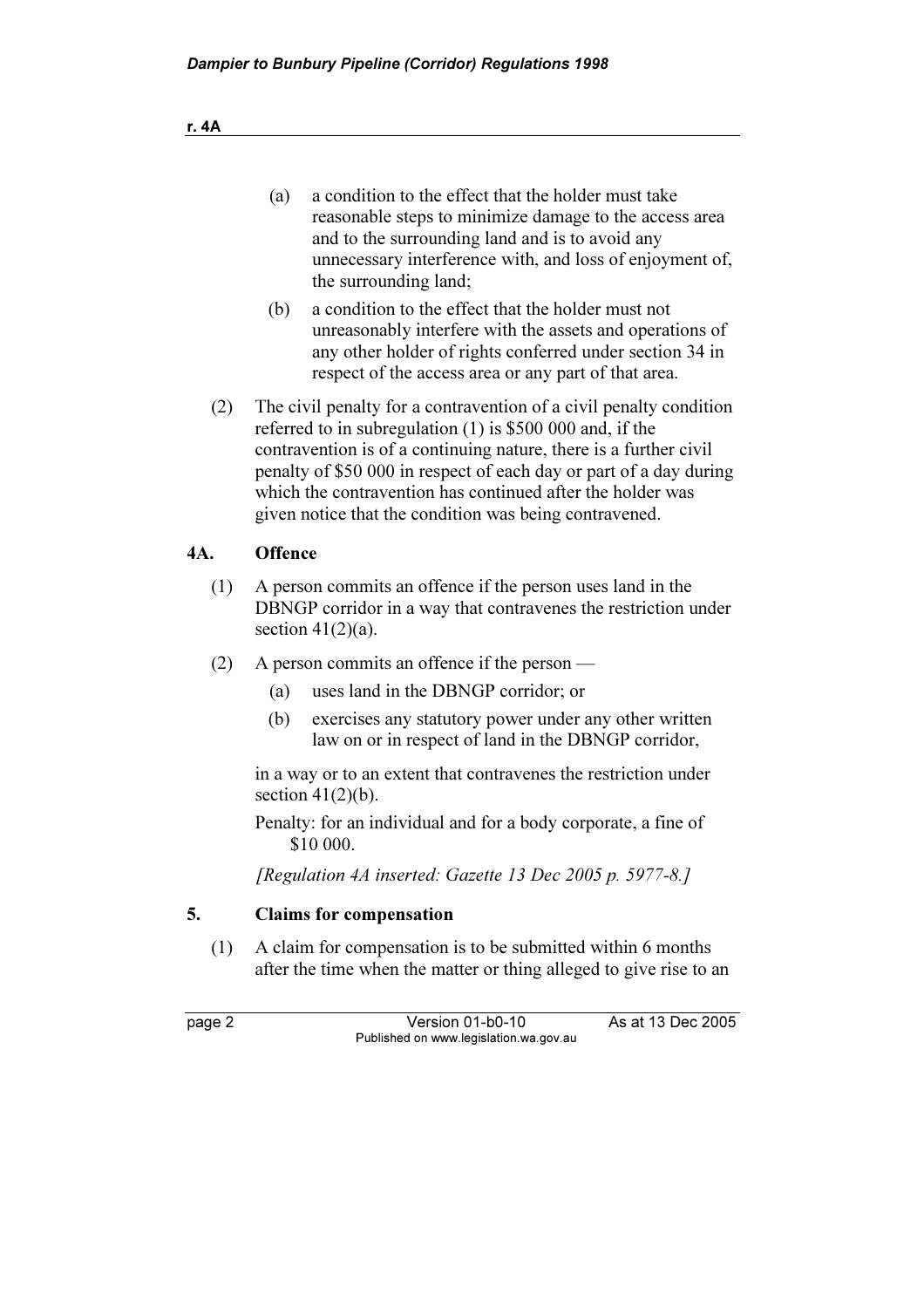(a) a condition to the effect that the holder must take reasonable steps to minimize damage to the access area and to the surrounding land and is to avoid any unnecessary interference with, and loss of enjoyment of, the surrounding land;

(b) a condition to the effect that the holder must not unreasonably interfere with the assets and operations of any other holder of rights conferred under section 34 in respect of the access area or any part of that area.

(2) The civil penalty for a contravention of a civil penalty condition referred to in subregulation (1) is $500 000 and, if the contravention is of a continuing nature, there is a further civil penalty of $50 000 in respect of each day or part of a day during which the contravention has continued after the holder was given notice that the condition was being contravened.

## 4A. Offence

(1) A person commits an offence if the person uses land in the DBNGP corridor in a way that contravenes the restriction under section 41(2)(a).

(2) A person commits an offence if the person —

(a) uses land in the DBNGP corridor; or

(b) exercises any statutory power under any other written law on or in respect of land in the DBNGP corridor,

in a way or to an extent that contravenes the restriction under section 41(2)(b).

Penalty: for an individual and for a body corporate, a fine of $10 000.

*[Regulation 4A inserted: Gazette 13 Dec 2005 p. 5977-8.]*

## 5. Claims for compensation

(1) A claim for compensation is to be submitted within 6 months after the time when the matter or thing alleged to give rise to an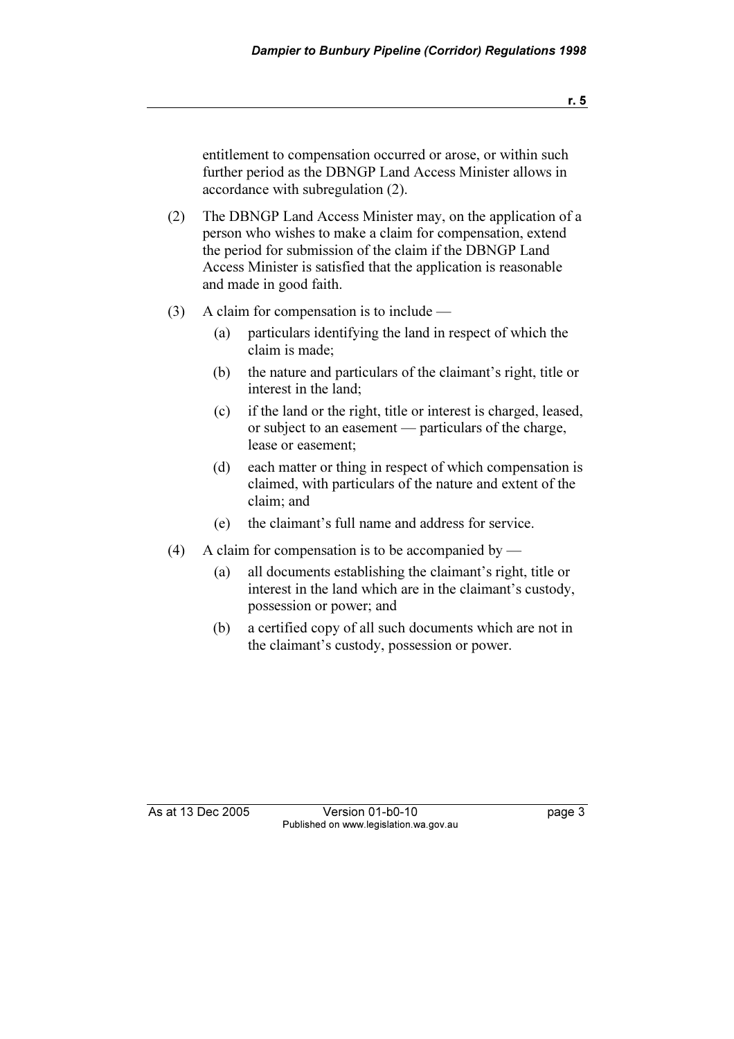entitlement to compensation occurred or arose, or within such further period as the DBNGP Land Access Minister allows in accordance with subregulation (2).

(2) The DBNGP Land Access Minister may, on the application of a person who wishes to make a claim for compensation, extend the period for submission of the claim if the DBNGP Land Access Minister is satisfied that the application is reasonable and made in good faith.

(3) A claim for compensation is to include —

(a) particulars identifying the land in respect of which the claim is made;

(b) the nature and particulars of the claimant's right, title or interest in the land;

(c) if the land or the right, title or interest is charged, leased, or subject to an easement — particulars of the charge, lease or easement;

(d) each matter or thing in respect of which compensation is claimed, with particulars of the nature and extent of the claim; and

(e) the claimant's full name and address for service.

(4) A claim for compensation is to be accompanied by —

(a) all documents establishing the claimant's right, title or interest in the land which are in the claimant's custody, possession or power; and

(b) a certified copy of all such documents which are not in the claimant's custody, possession or power.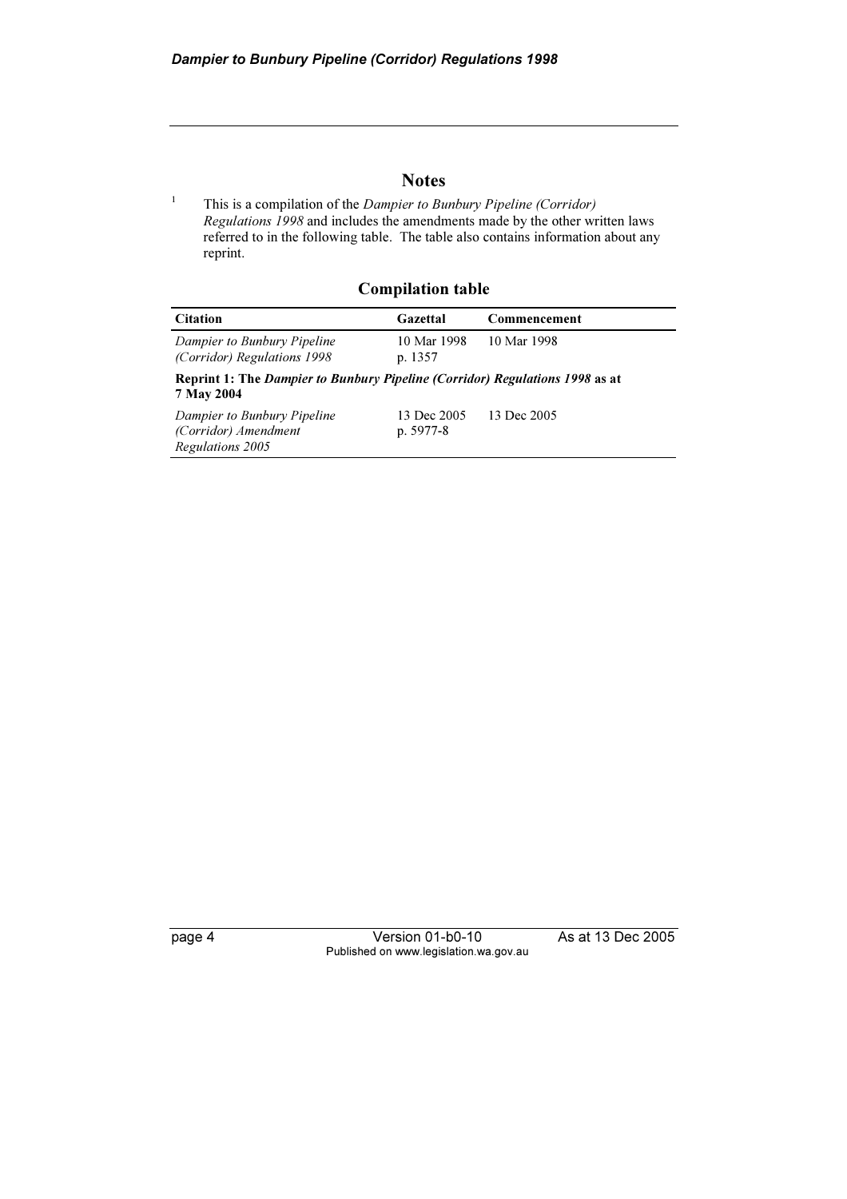## Notes

[1] This is a compilation of the *Dampier to Bunbury Pipeline (Corridor) Regulations 1998* and includes the amendments made by the other written laws referred to in the following table. The table also contains information about any reprint.

### Compilation table

| Citation | Gazettal | Commencement |
|---|---|---|
| *Dampier to Bunbury Pipeline (Corridor) Regulations 1998* | 10 Mar 1998 p. 1357 | 10 Mar 1998 |
| **Reprint 1: The *Dampier to Bunbury Pipeline (Corridor) Regulations 1998* as at 7 May 2004** | | |
| *Dampier to Bunbury Pipeline (Corridor) Amendment Regulations 2005* | 13 Dec 2005 p. 5977-8 | 13 Dec 2005 |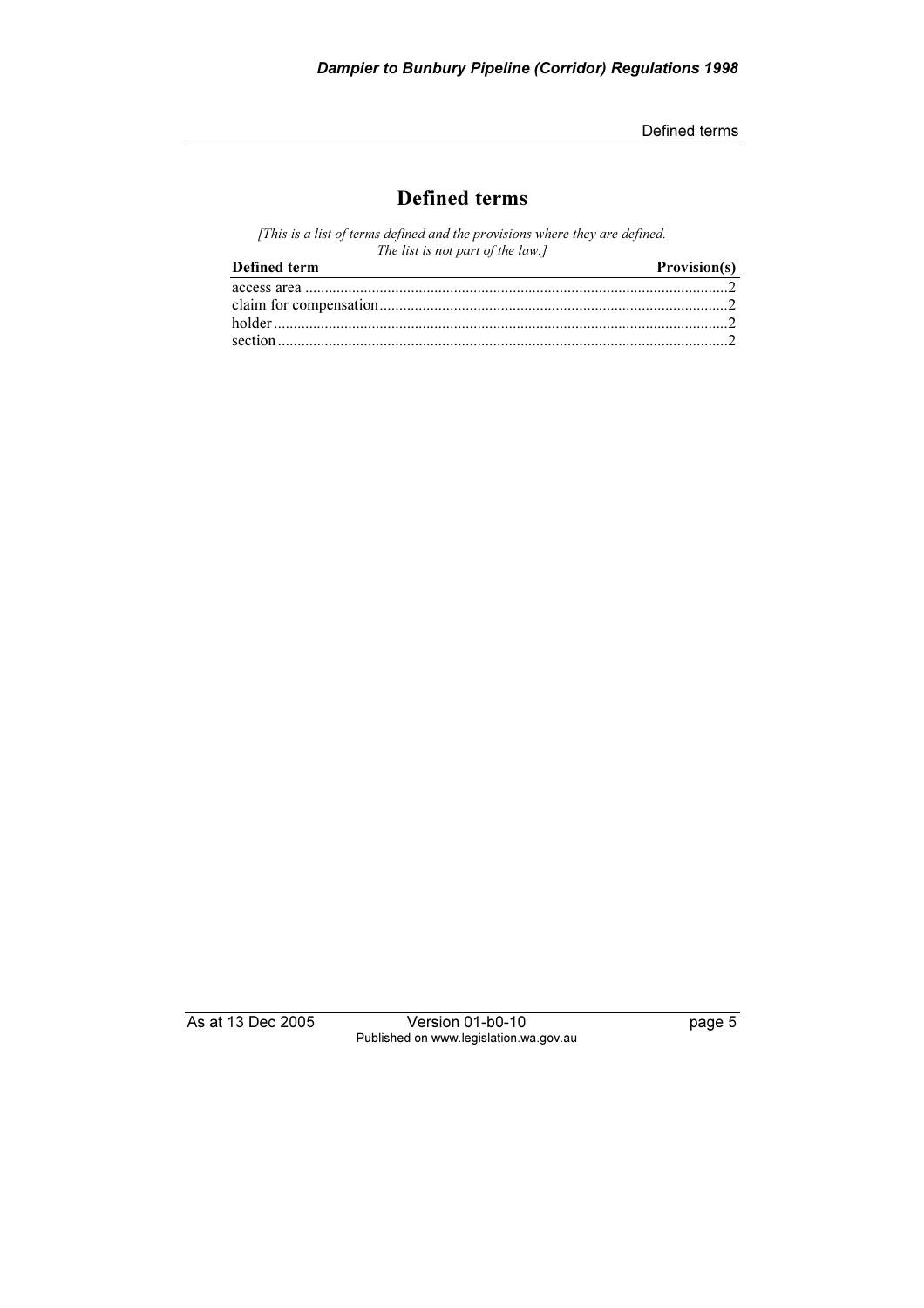# Defined terms

*[This is a list of terms defined and the provisions where they are defined. The list is not part of the law.]*

| Defined term | Provision(s) |
|---|---|
| access area | 2 |
| claim for compensation | 2 |
| holder | 2 |
| section | 2 |